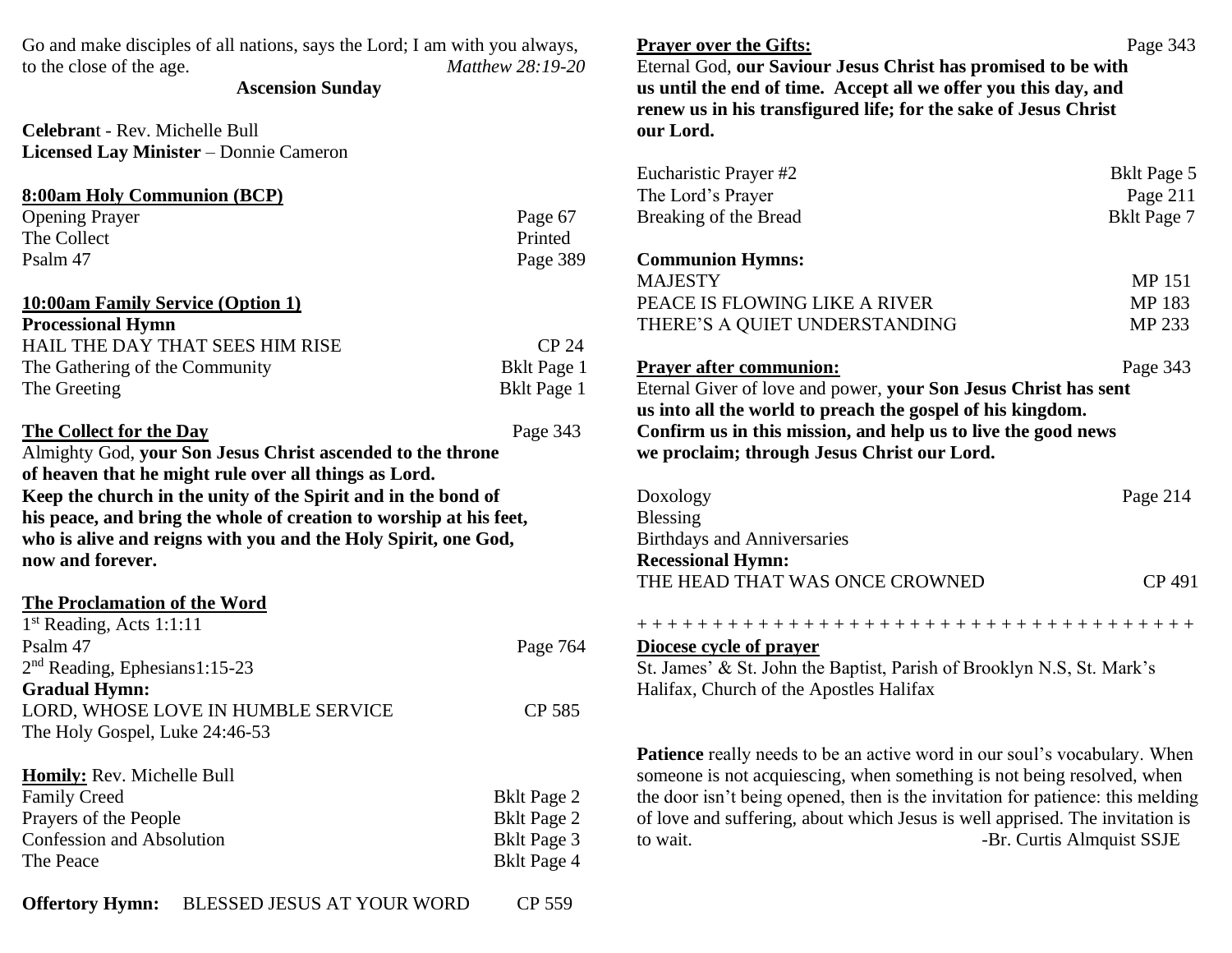Go and make disciples of all nations, says the Lord; I am with you always, to the close of the age. *Matthew 28:19-20*

**Ascension Sunday**

**Celebran**t - Rev. Michelle Bull
**Licensed Lay Minister** – Donnie Cameron

**8:00am Holy Communion (BCP)**

| | |
|---|---|
| Opening Prayer | Page 67 |
| The Collect | Printed |
| Psalm 47 | Page 389 |

**10:00am Family Service (Option 1)**

**Processional Hymn**

| | |
|---|---|
| HAIL THE DAY THAT SEES HIM RISE | CP 24 |
| The Gathering of the Community | Bklt Page 1 |
| The Greeting | Bklt Page 1 |

**The Collect for the Day** Page 343

Almighty God, **your Son Jesus Christ ascended to the throne of heaven that he might rule over all things as Lord. Keep the church in the unity of the Spirit and in the bond of his peace, and bring the whole of creation to worship at his feet, who is alive and reigns with you and the Holy Spirit, one God, now and forever.**

**The Proclamation of the Word**

| | |
|---|---|
| 1st Reading, Acts 1:1:11 | |
| Psalm 47 | Page 764 |
| 2nd Reading, Ephesians1:15-23 | |

**Gradual Hymn:**

| | |
|---|---|
| LORD, WHOSE LOVE IN HUMBLE SERVICE | CP 585 |
| The Holy Gospel, Luke 24:46-53 | |

**Homily:** Rev. Michelle Bull

| | |
|---|---|
| Family Creed | Bklt Page 2 |
| Prayers of the People | Bklt Page 2 |
| Confession and Absolution | Bklt Page 3 |
| The Peace | Bklt Page 4 |

**Offertory Hymn:** BLESSED JESUS AT YOUR WORD CP 559

**Prayer over the Gifts:** Page 343

Eternal God, **our Saviour Jesus Christ has promised to be with us until the end of time. Accept all we offer you this day, and renew us in his transfigured life; for the sake of Jesus Christ our Lord.**

| | |
|---|---|
| Eucharistic Prayer #2 | Bklt Page 5 |
| The Lord's Prayer | Page 211 |
| Breaking of the Bread | Bklt Page 7 |

**Communion Hymns:**

| | |
|---|---|
| MAJESTY | MP 151 |
| PEACE IS FLOWING LIKE A RIVER | MP 183 |
| THERE'S A QUIET UNDERSTANDING | MP 233 |

**Prayer after communion:** Page 343

Eternal Giver of love and power, **your Son Jesus Christ has sent us into all the world to preach the gospel of his kingdom. Confirm us in this mission, and help us to live the good news we proclaim; through Jesus Christ our Lord.**

| | |
|---|---|
| Doxology | Page 214 |
| Blessing | |
| Birthdays and Anniversaries | |

**Recessional Hymn:**

THE HEAD THAT WAS ONCE CROWNED CP 491

+ + + + + + + + + + + + + + + + + + + + + + + + + + + + + + + + + + + + + + +

**Diocese cycle of prayer**

St. James' & St. John the Baptist, Parish of Brooklyn N.S, St. Mark's Halifax, Church of the Apostles Halifax

**Patience** really needs to be an active word in our soul's vocabulary. When someone is not acquiescing, when something is not being resolved, when the door isn't being opened, then is the invitation for patience: this melding of love and suffering, about which Jesus is well apprised. The invitation is to wait. -Br. Curtis Almquist SSJE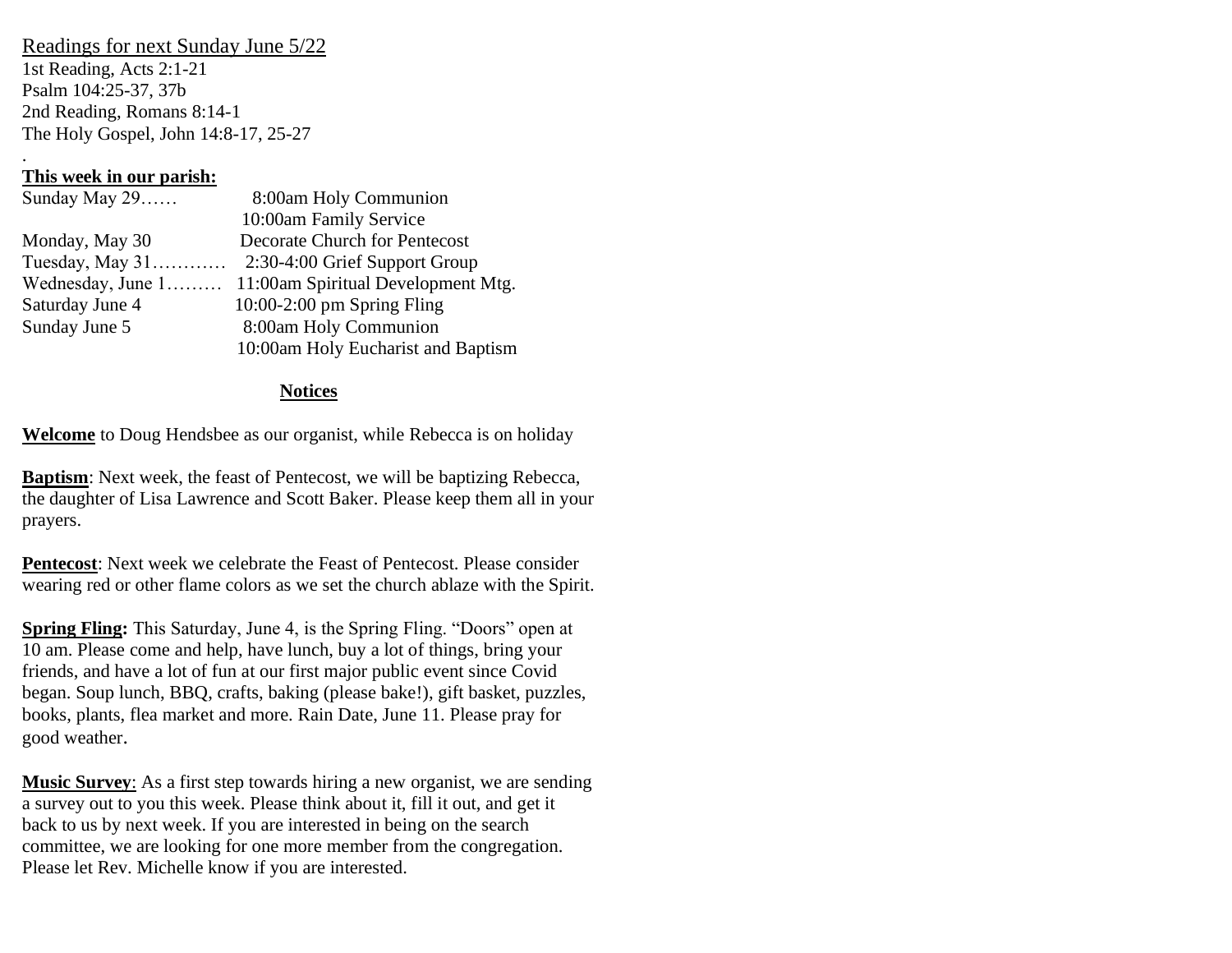Readings for next Sunday June 5/22

1st Reading, Acts 2:1-21
Psalm 104:25-37, 37b
2nd Reading, Romans 8:14-1
The Holy Gospel, John 14:8-17, 25-27

.

**This week in our parish:**

| | |
|---|---|
| Sunday May 29…… | 8:00am Holy Communion |
| | 10:00am Family Service |
| Monday, May 30 | Decorate Church for Pentecost |
| Tuesday, May 31………… | 2:30-4:00 Grief Support Group |
| Wednesday, June 1……… | 11:00am Spiritual Development Mtg. |
| Saturday June 4 | 10:00-2:00 pm Spring Fling |
| Sunday June 5 | 8:00am Holy Communion |
| | 10:00am Holy Eucharist and Baptism |

**Notices**

**Welcome** to Doug Hendsbee as our organist, while Rebecca is on holiday

**Baptism**: Next week, the feast of Pentecost, we will be baptizing Rebecca, the daughter of Lisa Lawrence and Scott Baker. Please keep them all in your prayers.

**Pentecost**: Next week we celebrate the Feast of Pentecost. Please consider wearing red or other flame colors as we set the church ablaze with the Spirit.

**Spring Fling:** This Saturday, June 4, is the Spring Fling. "Doors" open at 10 am. Please come and help, have lunch, buy a lot of things, bring your friends, and have a lot of fun at our first major public event since Covid began. Soup lunch, BBQ, crafts, baking (please bake!), gift basket, puzzles, books, plants, flea market and more. Rain Date, June 11. Please pray for good weather.

**Music Survey**: As a first step towards hiring a new organist, we are sending a survey out to you this week. Please think about it, fill it out, and get it back to us by next week. If you are interested in being on the search committee, we are looking for one more member from the congregation. Please let Rev. Michelle know if you are interested.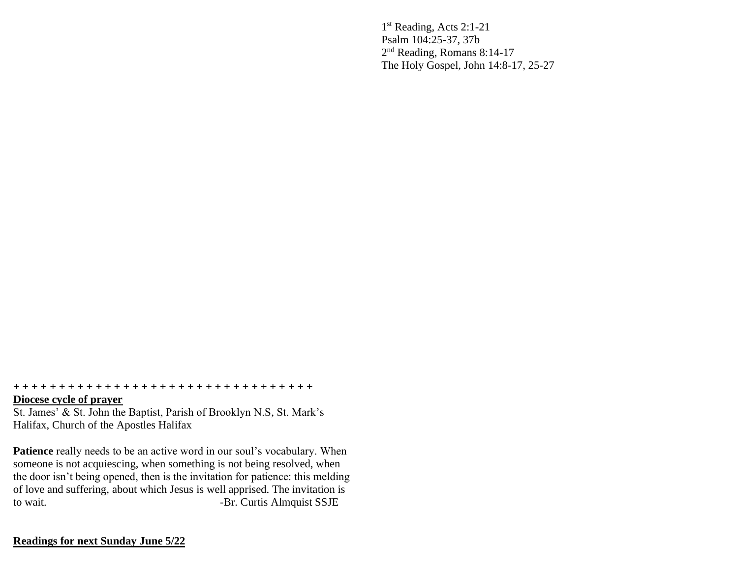+ + + + + + + + + + + + + + + + + + + + + + + + + + + + + + + + + +

**Diocese cycle of prayer**

St. James' & St. John the Baptist, Parish of Brooklyn N.S, St. Mark's Halifax, Church of the Apostles Halifax

**Patience** really needs to be an active word in our soul's vocabulary. When someone is not acquiescing, when something is not being resolved, when the door isn't being opened, then is the invitation for patience: this melding of love and suffering, about which Jesus is well apprised. The invitation is to wait. -Br. Curtis Almquist SSJE

**Readings for next Sunday June 5/22**

1st Reading, Acts 2:1-21
Psalm 104:25-37, 37b
2nd Reading, Romans 8:14-17
The Holy Gospel, John 14:8-17, 25-27